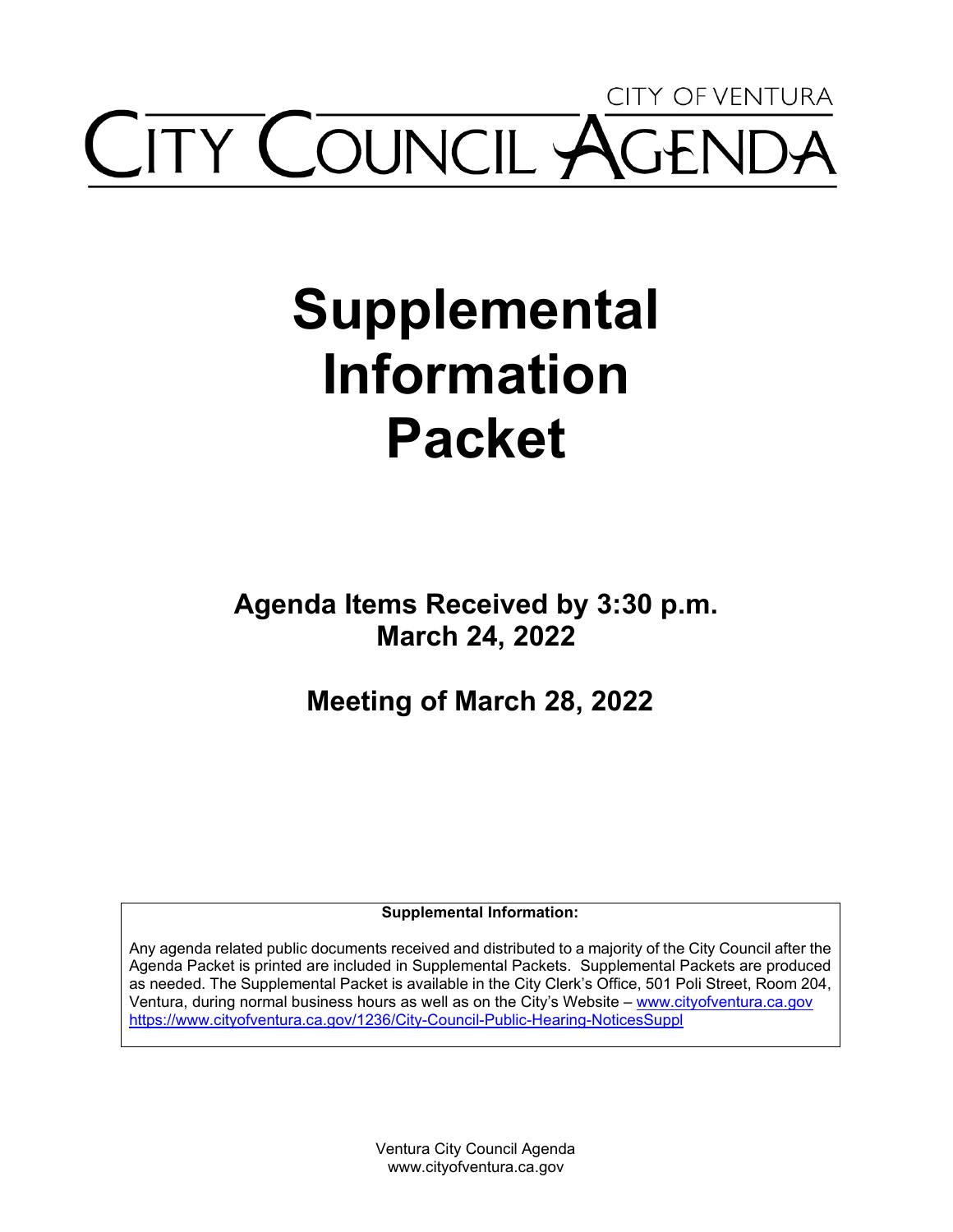CITY OF VENTURA

# CITY COUNCIL AGENDA

# Supplemental Information Packet

## Agenda Items Received by 3:30 p.m. March 24, 2022

## Meeting of March 28, 2022

**Supplemental Information:**

Any agenda related public documents received and distributed to a majority of the City Council after the Agenda Packet is printed are included in Supplemental Packets. Supplemental Packets are produced as needed. The Supplemental Packet is available in the City Clerk's Office, 501 Poli Street, Room 204, Ventura, during normal business hours as well as on the City's Website – www.cityofventura.ca.gov https://www.cityofventura.ca.gov/1236/City-Council-Public-Hearing-NoticesSuppl

Ventura City Council Agenda
www.cityofventura.ca.gov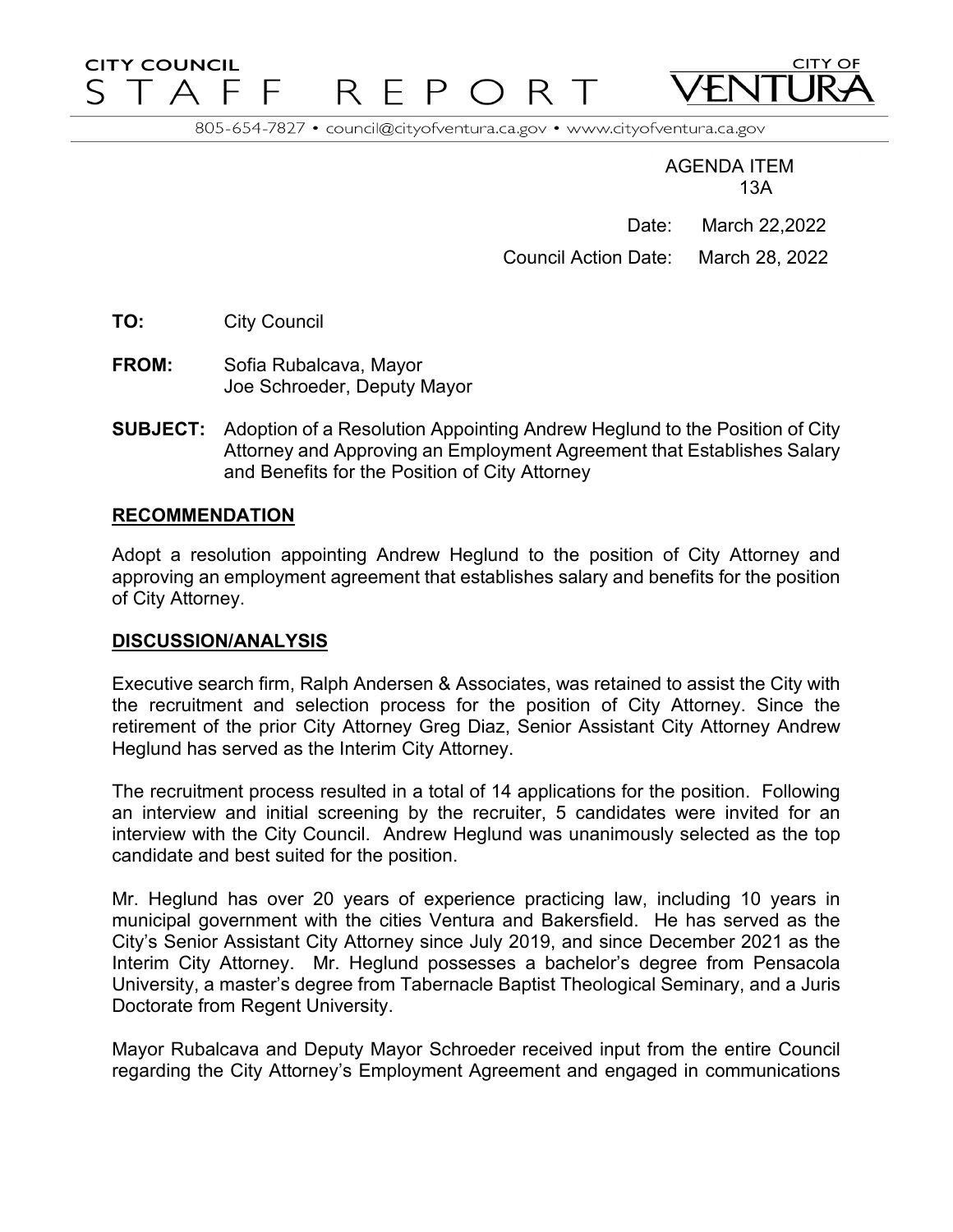CITY COUNCIL STAFF REPORT

CITY OF VENTURA

805-654-7827 • council@cityofventura.ca.gov • www.cityofventura.ca.gov

AGENDA ITEM 13A

Date: March 22,2022

Council Action Date: March 28, 2022

**TO:** City Council

**FROM:** Sofia Rubalcava, Mayor
Joe Schroeder, Deputy Mayor

**SUBJECT:** Adoption of a Resolution Appointing Andrew Heglund to the Position of City Attorney and Approving an Employment Agreement that Establishes Salary and Benefits for the Position of City Attorney

## RECOMMENDATION

Adopt a resolution appointing Andrew Heglund to the position of City Attorney and approving an employment agreement that establishes salary and benefits for the position of City Attorney.

## DISCUSSION/ANALYSIS

Executive search firm, Ralph Andersen & Associates, was retained to assist the City with the recruitment and selection process for the position of City Attorney. Since the retirement of the prior City Attorney Greg Diaz, Senior Assistant City Attorney Andrew Heglund has served as the Interim City Attorney.

The recruitment process resulted in a total of 14 applications for the position. Following an interview and initial screening by the recruiter, 5 candidates were invited for an interview with the City Council. Andrew Heglund was unanimously selected as the top candidate and best suited for the position.

Mr. Heglund has over 20 years of experience practicing law, including 10 years in municipal government with the cities Ventura and Bakersfield. He has served as the City's Senior Assistant City Attorney since July 2019, and since December 2021 as the Interim City Attorney. Mr. Heglund possesses a bachelor's degree from Pensacola University, a master's degree from Tabernacle Baptist Theological Seminary, and a Juris Doctorate from Regent University.

Mayor Rubalcava and Deputy Mayor Schroeder received input from the entire Council regarding the City Attorney's Employment Agreement and engaged in communications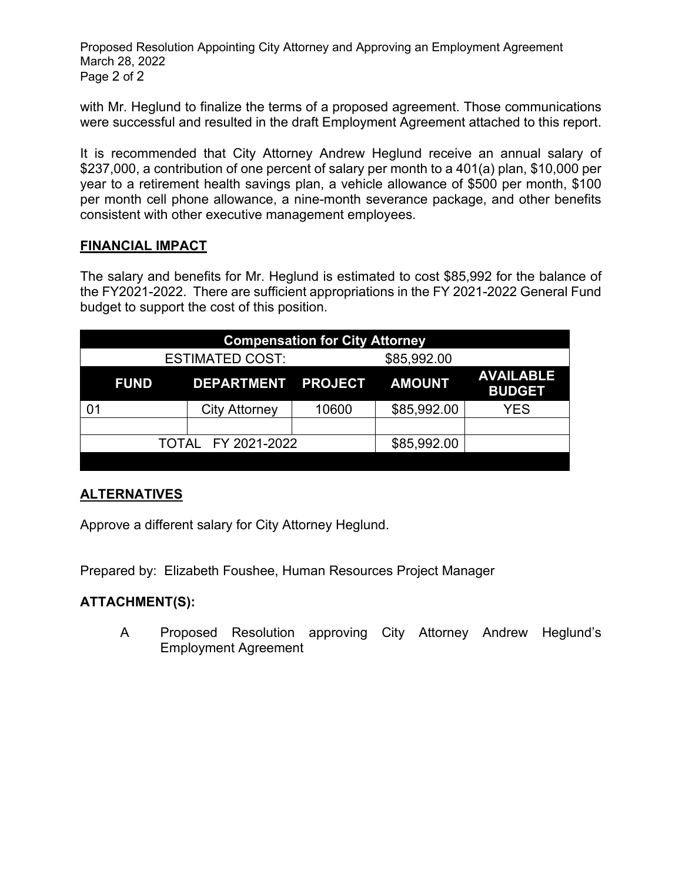with Mr. Heglund to finalize the terms of a proposed agreement. Those communications were successful and resulted in the draft Employment Agreement attached to this report.

It is recommended that City Attorney Andrew Heglund receive an annual salary of $237,000, a contribution of one percent of salary per month to a 401(a) plan, $10,000 per year to a retirement health savings plan, a vehicle allowance of $500 per month, $100 per month cell phone allowance, a nine-month severance package, and other benefits consistent with other executive management employees.

## FINANCIAL IMPACT

The salary and benefits for Mr. Heglund is estimated to cost $85,992 for the balance of the FY2021-2022. There are sufficient appropriations in the FY 2021-2022 General Fund budget to support the cost of this position.

| Compensation for City Attorney | | | | |
|---|---|---|---|---|
| ESTIMATED COST: | | | $85,992.00 | |
| **FUND** | **DEPARTMENT** | **PROJECT** | **AMOUNT** | **AVAILABLE BUDGET** |
| 01 | City Attorney | 10600 | $85,992.00 | YES |
| | | | | |
| TOTAL FY 2021-2022 | | | $85,992.00 | |

## ALTERNATIVES

Approve a different salary for City Attorney Heglund.

Prepared by: Elizabeth Foushee, Human Resources Project Manager

## ATTACHMENT(S):

A Proposed Resolution approving City Attorney Andrew Heglund's Employment Agreement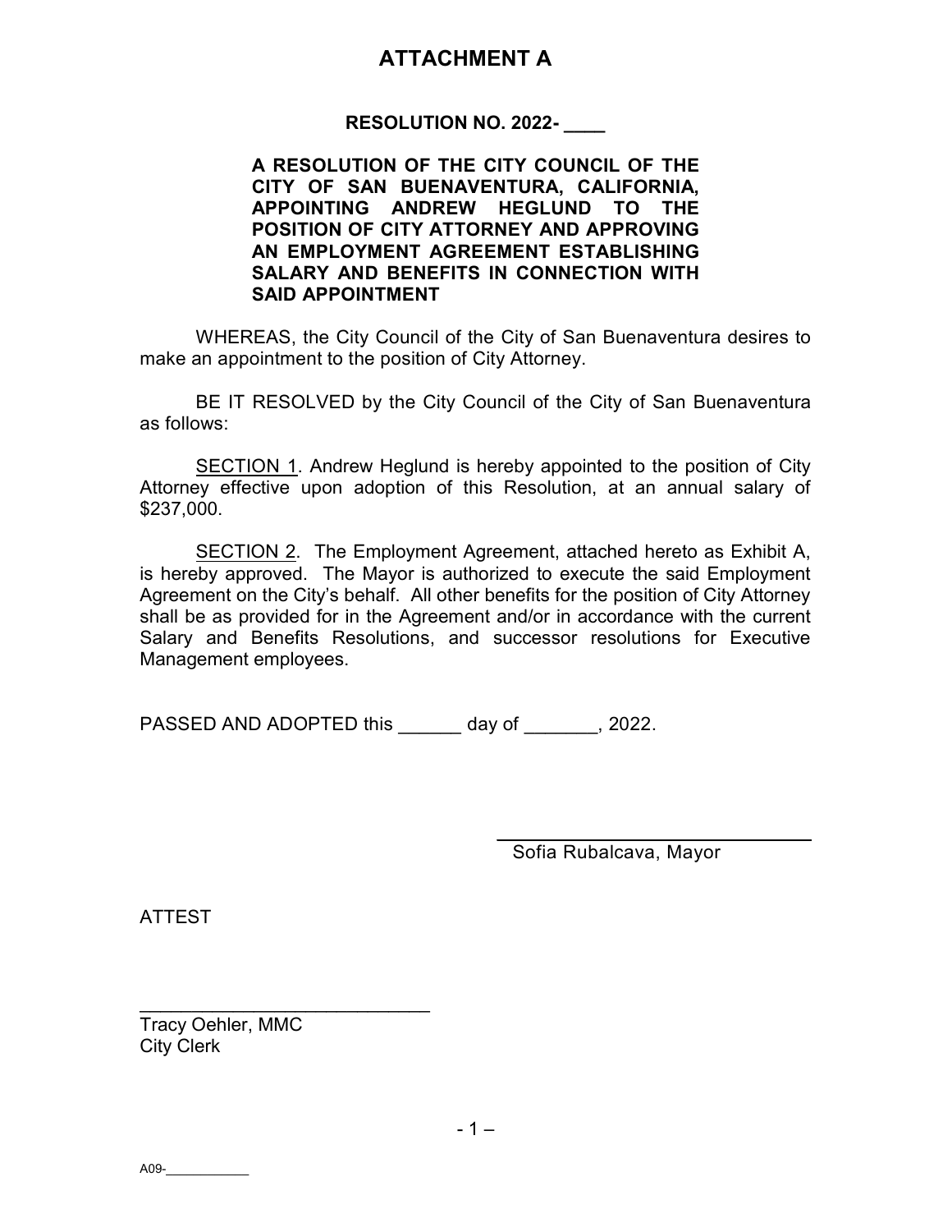# ATTACHMENT A

**RESOLUTION NO. 2022- ____**

**A RESOLUTION OF THE CITY COUNCIL OF THE CITY OF SAN BUENAVENTURA, CALIFORNIA, APPOINTING ANDREW HEGLUND TO THE POSITION OF CITY ATTORNEY AND APPROVING AN EMPLOYMENT AGREEMENT ESTABLISHING SALARY AND BENEFITS IN CONNECTION WITH SAID APPOINTMENT**

WHEREAS, the City Council of the City of San Buenaventura desires to make an appointment to the position of City Attorney.

BE IT RESOLVED by the City Council of the City of San Buenaventura as follows:

SECTION 1. Andrew Heglund is hereby appointed to the position of City Attorney effective upon adoption of this Resolution, at an annual salary of $237,000.

SECTION 2. The Employment Agreement, attached hereto as Exhibit A, is hereby approved. The Mayor is authorized to execute the said Employment Agreement on the City's behalf. All other benefits for the position of City Attorney shall be as provided for in the Agreement and/or in accordance with the current Salary and Benefits Resolutions, and successor resolutions for Executive Management employees.

PASSED AND ADOPTED this ______ day of _______, 2022.

______________________________
Sofia Rubalcava, Mayor

ATTEST

______________________________
Tracy Oehler, MMC
City Clerk

A09-___________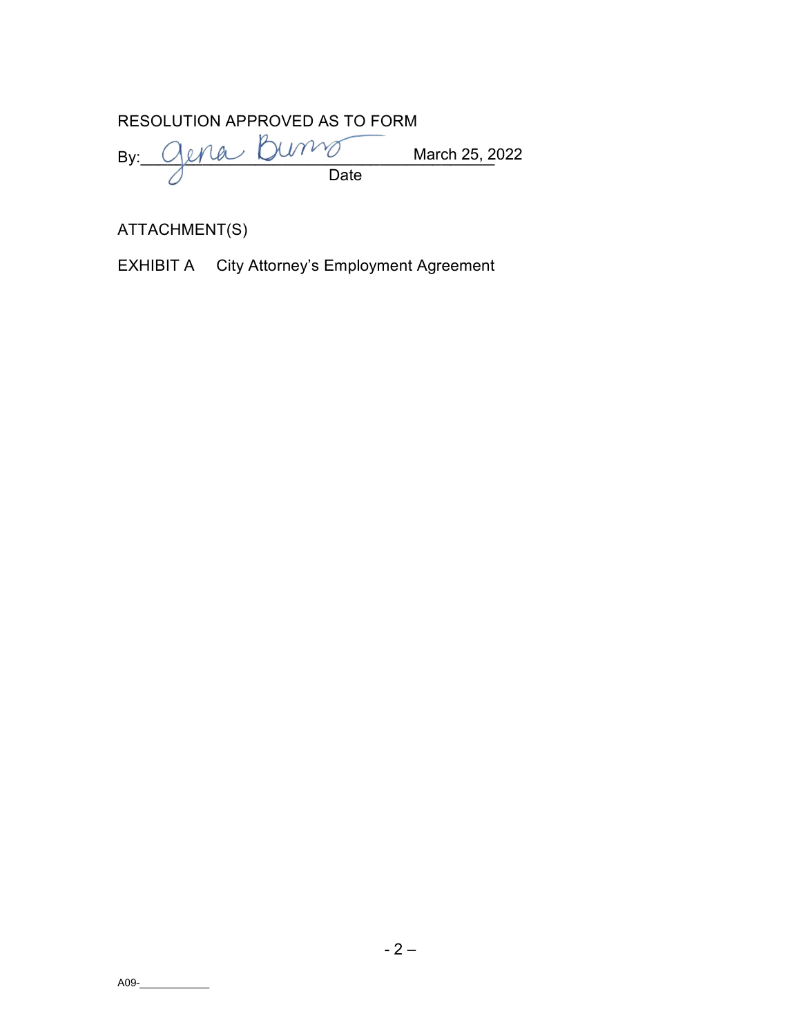RESOLUTION APPROVED AS TO FORM

By: Gena Burns _________________ March 25, 2022

Date

ATTACHMENT(S)

EXHIBIT A  City Attorney's Employment Agreement

A09-___________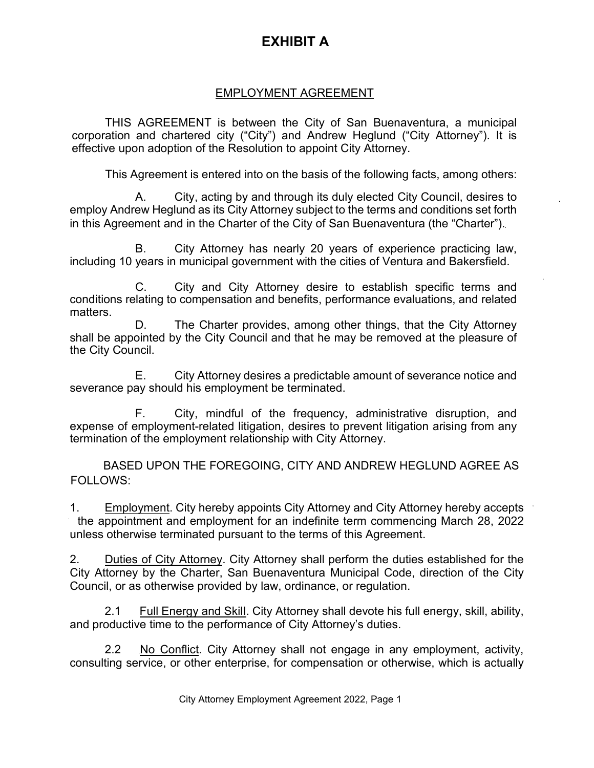# EXHIBIT A

## EMPLOYMENT AGREEMENT

THIS AGREEMENT is between the City of San Buenaventura, a municipal corporation and chartered city ("City") and Andrew Heglund ("City Attorney"). It is effective upon adoption of the Resolution to appoint City Attorney.

This Agreement is entered into on the basis of the following facts, among others:

A. City, acting by and through its duly elected City Council, desires to employ Andrew Heglund as its City Attorney subject to the terms and conditions set forth in this Agreement and in the Charter of the City of San Buenaventura (the "Charter").

B. City Attorney has nearly 20 years of experience practicing law, including 10 years in municipal government with the cities of Ventura and Bakersfield.

C. City and City Attorney desire to establish specific terms and conditions relating to compensation and benefits, performance evaluations, and related matters.

D. The Charter provides, among other things, that the City Attorney shall be appointed by the City Council and that he may be removed at the pleasure of the City Council.

E. City Attorney desires a predictable amount of severance notice and severance pay should his employment be terminated.

F. City, mindful of the frequency, administrative disruption, and expense of employment-related litigation, desires to prevent litigation arising from any termination of the employment relationship with City Attorney.

BASED UPON THE FOREGOING, CITY AND ANDREW HEGLUND AGREE AS FOLLOWS:

1. Employment. City hereby appoints City Attorney and City Attorney hereby accepts the appointment and employment for an indefinite term commencing March 28, 2022 unless otherwise terminated pursuant to the terms of this Agreement.

2. Duties of City Attorney. City Attorney shall perform the duties established for the City Attorney by the Charter, San Buenaventura Municipal Code, direction of the City Council, or as otherwise provided by law, ordinance, or regulation.

2.1 Full Energy and Skill. City Attorney shall devote his full energy, skill, ability, and productive time to the performance of City Attorney's duties.

2.2 No Conflict. City Attorney shall not engage in any employment, activity, consulting service, or other enterprise, for compensation or otherwise, which is actually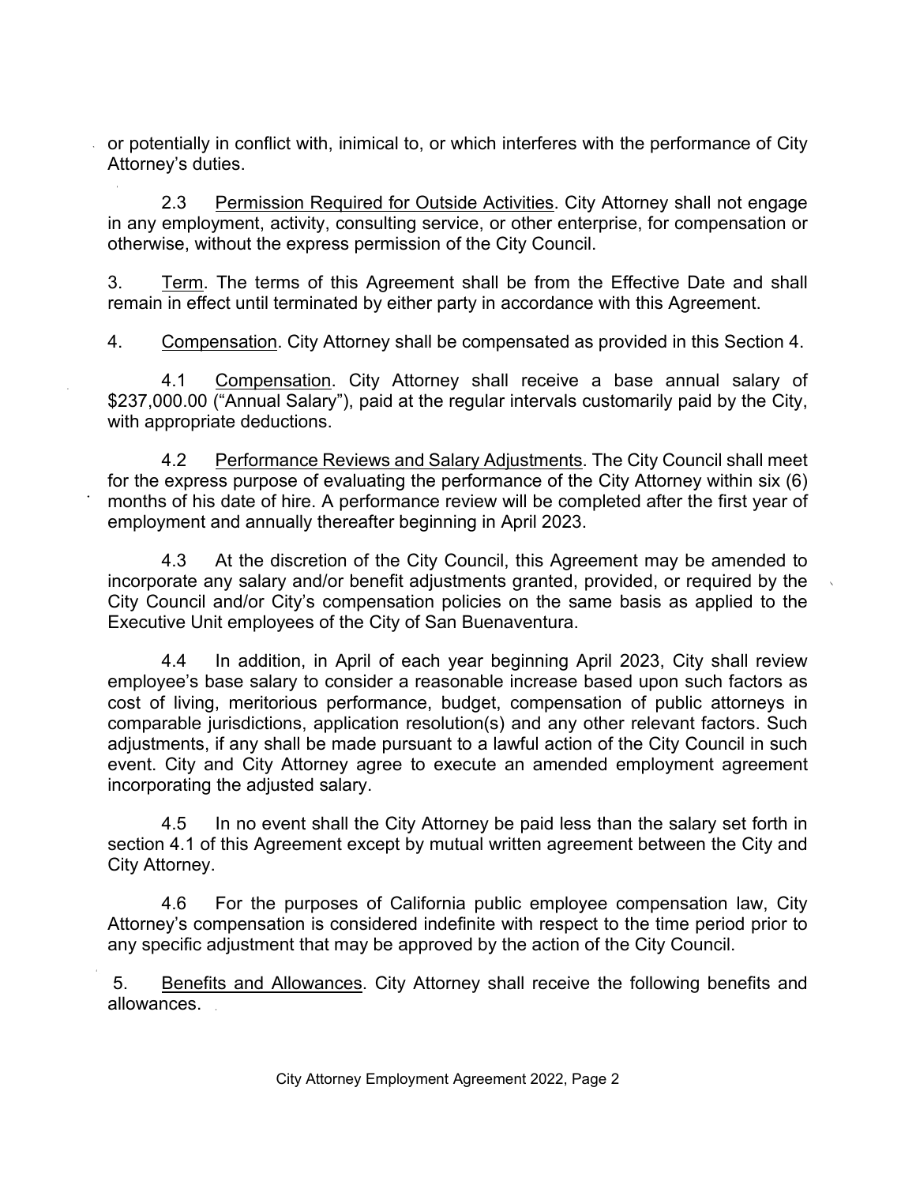or potentially in conflict with, inimical to, or which interferes with the performance of City Attorney's duties.

2.3 Permission Required for Outside Activities. City Attorney shall not engage in any employment, activity, consulting service, or other enterprise, for compensation or otherwise, without the express permission of the City Council.

3. Term. The terms of this Agreement shall be from the Effective Date and shall remain in effect until terminated by either party in accordance with this Agreement.

4. Compensation. City Attorney shall be compensated as provided in this Section 4.

4.1 Compensation. City Attorney shall receive a base annual salary of $237,000.00 ("Annual Salary"), paid at the regular intervals customarily paid by the City, with appropriate deductions.

4.2 Performance Reviews and Salary Adjustments. The City Council shall meet for the express purpose of evaluating the performance of the City Attorney within six (6) months of his date of hire. A performance review will be completed after the first year of employment and annually thereafter beginning in April 2023.

4.3 At the discretion of the City Council, this Agreement may be amended to incorporate any salary and/or benefit adjustments granted, provided, or required by the City Council and/or City's compensation policies on the same basis as applied to the Executive Unit employees of the City of San Buenaventura.

4.4 In addition, in April of each year beginning April 2023, City shall review employee's base salary to consider a reasonable increase based upon such factors as cost of living, meritorious performance, budget, compensation of public attorneys in comparable jurisdictions, application resolution(s) and any other relevant factors. Such adjustments, if any shall be made pursuant to a lawful action of the City Council in such event. City and City Attorney agree to execute an amended employment agreement incorporating the adjusted salary.

4.5 In no event shall the City Attorney be paid less than the salary set forth in section 4.1 of this Agreement except by mutual written agreement between the City and City Attorney.

4.6 For the purposes of California public employee compensation law, City Attorney's compensation is considered indefinite with respect to the time period prior to any specific adjustment that may be approved by the action of the City Council.

5. Benefits and Allowances. City Attorney shall receive the following benefits and allowances.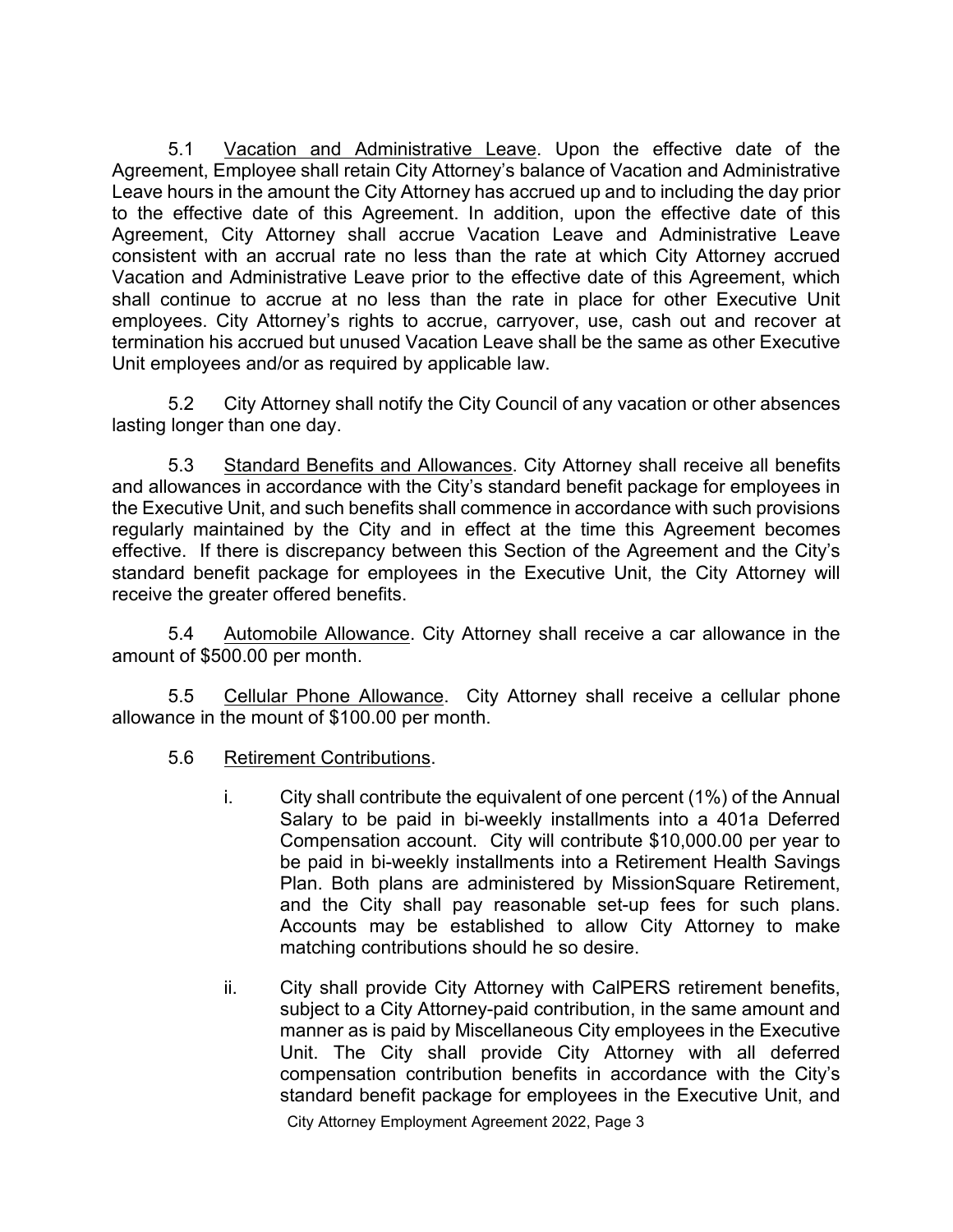5.1 <u>Vacation and Administrative Leave</u>. Upon the effective date of the Agreement, Employee shall retain City Attorney's balance of Vacation and Administrative Leave hours in the amount the City Attorney has accrued up and to including the day prior to the effective date of this Agreement. In addition, upon the effective date of this Agreement, City Attorney shall accrue Vacation Leave and Administrative Leave consistent with an accrual rate no less than the rate at which City Attorney accrued Vacation and Administrative Leave prior to the effective date of this Agreement, which shall continue to accrue at no less than the rate in place for other Executive Unit employees. City Attorney's rights to accrue, carryover, use, cash out and recover at termination his accrued but unused Vacation Leave shall be the same as other Executive Unit employees and/or as required by applicable law.

5.2 City Attorney shall notify the City Council of any vacation or other absences lasting longer than one day.

5.3 <u>Standard Benefits and Allowances</u>. City Attorney shall receive all benefits and allowances in accordance with the City's standard benefit package for employees in the Executive Unit, and such benefits shall commence in accordance with such provisions regularly maintained by the City and in effect at the time this Agreement becomes effective. If there is discrepancy between this Section of the Agreement and the City's standard benefit package for employees in the Executive Unit, the City Attorney will receive the greater offered benefits.

5.4 <u>Automobile Allowance</u>. City Attorney shall receive a car allowance in the amount of $500.00 per month.

5.5 <u>Cellular Phone Allowance</u>. City Attorney shall receive a cellular phone allowance in the mount of $100.00 per month.

5.6 <u>Retirement Contributions</u>.

i. City shall contribute the equivalent of one percent (1%) of the Annual Salary to be paid in bi-weekly installments into a 401a Deferred Compensation account. City will contribute $10,000.00 per year to be paid in bi-weekly installments into a Retirement Health Savings Plan. Both plans are administered by MissionSquare Retirement, and the City shall pay reasonable set-up fees for such plans. Accounts may be established to allow City Attorney to make matching contributions should he so desire.

ii. City shall provide City Attorney with CalPERS retirement benefits, subject to a City Attorney-paid contribution, in the same amount and manner as is paid by Miscellaneous City employees in the Executive Unit. The City shall provide City Attorney with all deferred compensation contribution benefits in accordance with the City's standard benefit package for employees in the Executive Unit, and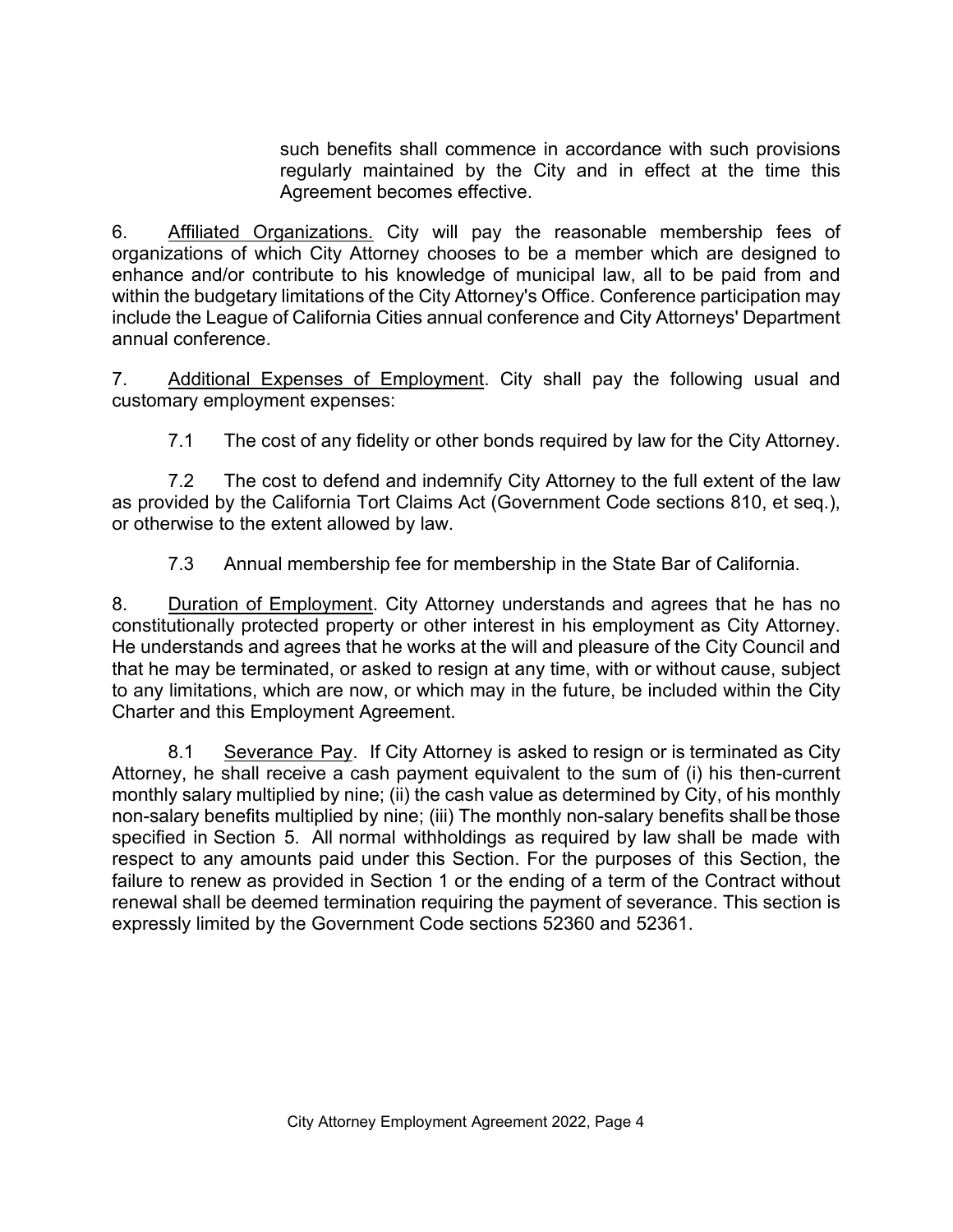such benefits shall commence in accordance with such provisions regularly maintained by the City and in effect at the time this Agreement becomes effective.

6. Affiliated Organizations. City will pay the reasonable membership fees of organizations of which City Attorney chooses to be a member which are designed to enhance and/or contribute to his knowledge of municipal law, all to be paid from and within the budgetary limitations of the City Attorney's Office. Conference participation may include the League of California Cities annual conference and City Attorneys' Department annual conference.

7. Additional Expenses of Employment. City shall pay the following usual and customary employment expenses:

7.1 The cost of any fidelity or other bonds required by law for the City Attorney.

7.2 The cost to defend and indemnify City Attorney to the full extent of the law as provided by the California Tort Claims Act (Government Code sections 810, et seq.), or otherwise to the extent allowed by law.

7.3 Annual membership fee for membership in the State Bar of California.

8. Duration of Employment. City Attorney understands and agrees that he has no constitutionally protected property or other interest in his employment as City Attorney. He understands and agrees that he works at the will and pleasure of the City Council and that he may be terminated, or asked to resign at any time, with or without cause, subject to any limitations, which are now, or which may in the future, be included within the City Charter and this Employment Agreement.

8.1 Severance Pay. If City Attorney is asked to resign or is terminated as City Attorney, he shall receive a cash payment equivalent to the sum of (i) his then-current monthly salary multiplied by nine; (ii) the cash value as determined by City, of his monthly non-salary benefits multiplied by nine; (iii) The monthly non-salary benefits shall be those specified in Section 5. All normal withholdings as required by law shall be made with respect to any amounts paid under this Section. For the purposes of this Section, the failure to renew as provided in Section 1 or the ending of a term of the Contract without renewal shall be deemed termination requiring the payment of severance. This section is expressly limited by the Government Code sections 52360 and 52361.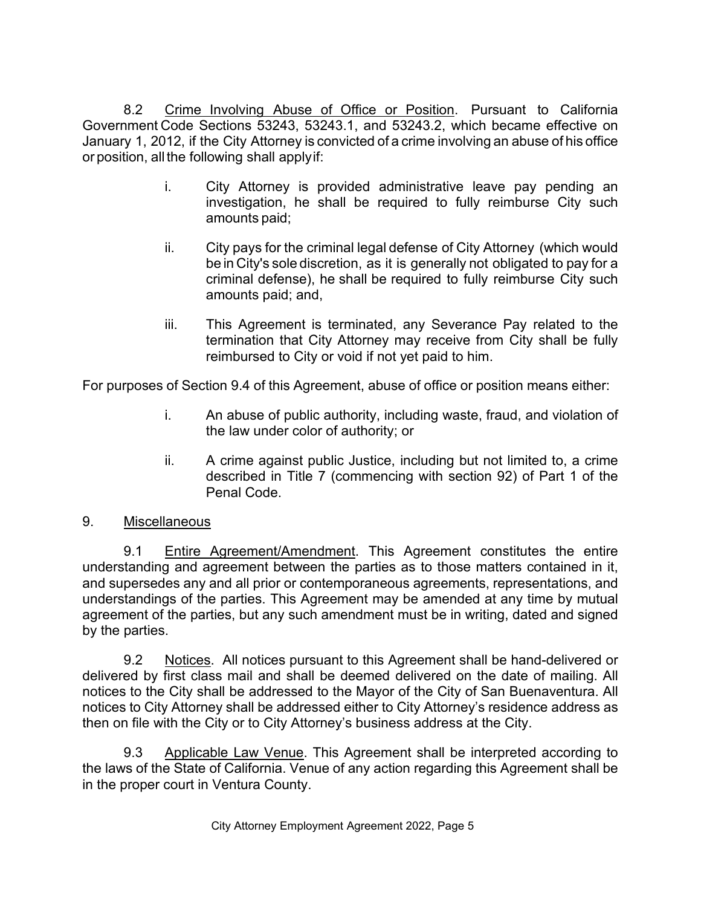8.2 Crime Involving Abuse of Office or Position. Pursuant to California Government Code Sections 53243, 53243.1, and 53243.2, which became effective on January 1, 2012, if the City Attorney is convicted of a crime involving an abuse of his office or position, all the following shall apply if:

i. City Attorney is provided administrative leave pay pending an investigation, he shall be required to fully reimburse City such amounts paid;

ii. City pays for the criminal legal defense of City Attorney (which would be in City's sole discretion, as it is generally not obligated to pay for a criminal defense), he shall be required to fully reimburse City such amounts paid; and,

iii. This Agreement is terminated, any Severance Pay related to the termination that City Attorney may receive from City shall be fully reimbursed to City or void if not yet paid to him.

For purposes of Section 9.4 of this Agreement, abuse of office or position means either:

i. An abuse of public authority, including waste, fraud, and violation of the law under color of authority; or

ii. A crime against public Justice, including but not limited to, a crime described in Title 7 (commencing with section 92) of Part 1 of the Penal Code.

9. Miscellaneous

9.1 Entire Agreement/Amendment. This Agreement constitutes the entire understanding and agreement between the parties as to those matters contained in it, and supersedes any and all prior or contemporaneous agreements, representations, and understandings of the parties. This Agreement may be amended at any time by mutual agreement of the parties, but any such amendment must be in writing, dated and signed by the parties.

9.2 Notices. All notices pursuant to this Agreement shall be hand-delivered or delivered by first class mail and shall be deemed delivered on the date of mailing. All notices to the City shall be addressed to the Mayor of the City of San Buenaventura. All notices to City Attorney shall be addressed either to City Attorney's residence address as then on file with the City or to City Attorney's business address at the City.

9.3 Applicable Law Venue. This Agreement shall be interpreted according to the laws of the State of California. Venue of any action regarding this Agreement shall be in the proper court in Ventura County.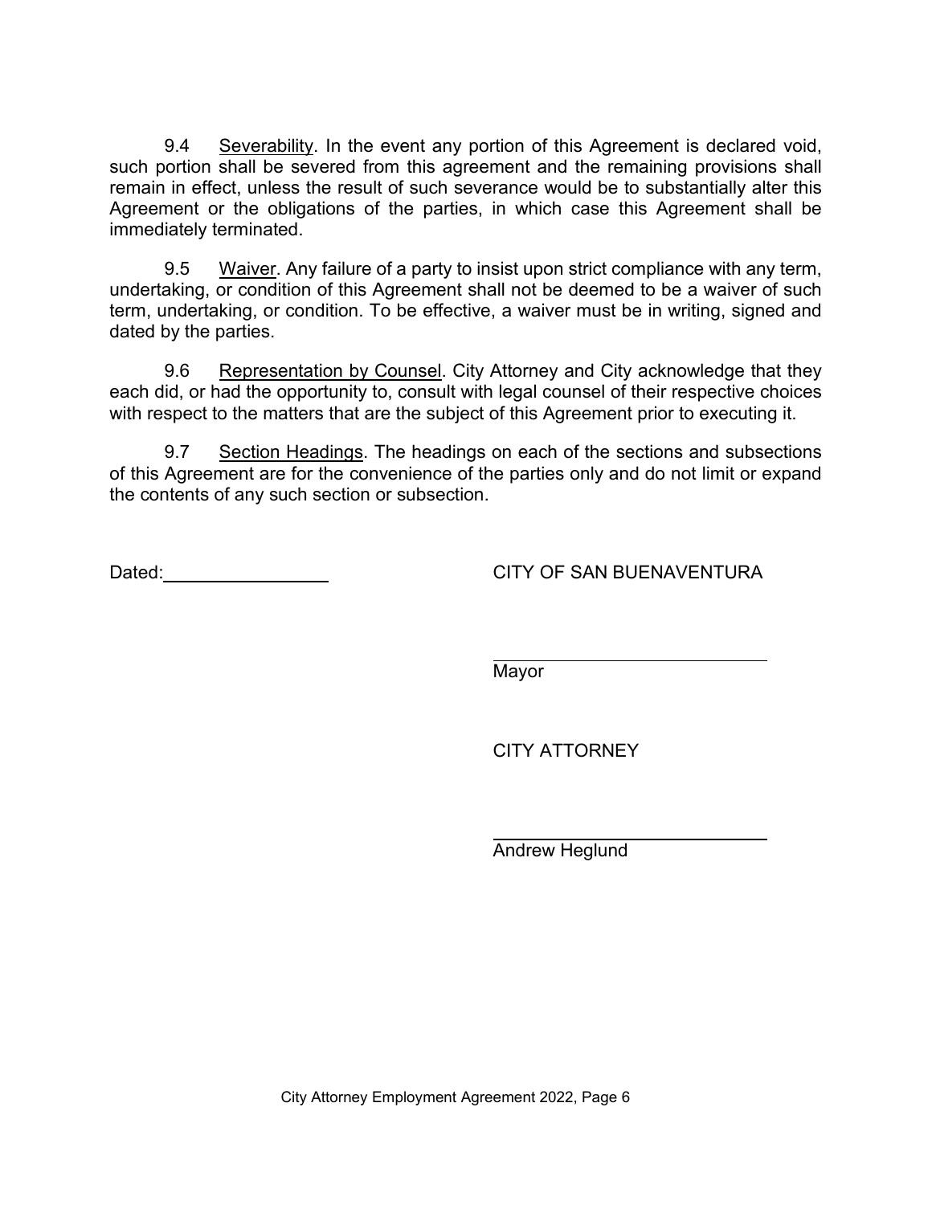9.4 Severability. In the event any portion of this Agreement is declared void, such portion shall be severed from this agreement and the remaining provisions shall remain in effect, unless the result of such severance would be to substantially alter this Agreement or the obligations of the parties, in which case this Agreement shall be immediately terminated.

9.5 Waiver. Any failure of a party to insist upon strict compliance with any term, undertaking, or condition of this Agreement shall not be deemed to be a waiver of such term, undertaking, or condition. To be effective, a waiver must be in writing, signed and dated by the parties.

9.6 Representation by Counsel. City Attorney and City acknowledge that they each did, or had the opportunity to, consult with legal counsel of their respective choices with respect to the matters that are the subject of this Agreement prior to executing it.

9.7 Section Headings. The headings on each of the sections and subsections of this Agreement are for the convenience of the parties only and do not limit or expand the contents of any such section or subsection.

Dated:\_\_\_\_\_\_\_\_\_\_\_\_\_\_\_\_

CITY OF SAN BUENAVENTURA

\_\_\_\_\_\_\_\_\_\_\_\_\_\_\_\_\_\_\_\_\_\_\_\_\_\_\_\_
Mayor

CITY ATTORNEY

\_\_\_\_\_\_\_\_\_\_\_\_\_\_\_\_\_\_\_\_\_\_\_\_\_\_\_\_
Andrew Heglund